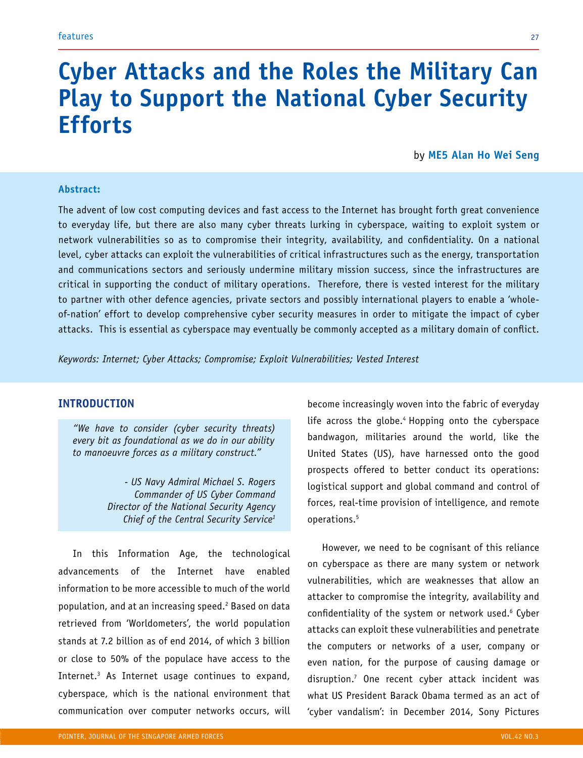# Cyber Attacks and the Roles the Military Can Play to Support the National Cyber Security Efforts

by **ME5 Alan Ho Wei Seng**

**Abstract:**

The advent of low cost computing devices and fast access to the Internet has brought forth great convenience to everyday life, but there are also many cyber threats lurking in cyberspace, waiting to exploit system or network vulnerabilities so as to compromise their integrity, availability, and confidentiality. On a national level, cyber attacks can exploit the vulnerabilities of critical infrastructures such as the energy, transportation and communications sectors and seriously undermine military mission success, since the infrastructures are critical in supporting the conduct of military operations. Therefore, there is vested interest for the military to partner with other defence agencies, private sectors and possibly international players to enable a 'whole-of-nation' effort to develop comprehensive cyber security measures in order to mitigate the impact of cyber attacks. This is essential as cyberspace may eventually be commonly accepted as a military domain of conflict.

*Keywords: Internet; Cyber Attacks; Compromise; Exploit Vulnerabilities; Vested Interest*

## INTRODUCTION

> *"We have to consider (cyber security threats) every bit as foundational as we do in our ability to manoeuvre forces as a military construct."*
>
> *- US Navy Admiral Michael S. Rogers*
> *Commander of US Cyber Command*
> *Director of the National Security Agency*
> *Chief of the Central Security Service*[1]

In this Information Age, the technological advancements of the Internet have enabled information to be more accessible to much of the world population, and at an increasing speed.[2] Based on data retrieved from 'Worldometers', the world population stands at 7.2 billion as of end 2014, of which 3 billion or close to 50% of the populace have access to the Internet.[3] As Internet usage continues to expand, cyberspace, which is the national environment that communication over computer networks occurs, will become increasingly woven into the fabric of everyday life across the globe.[4] Hopping onto the cyberspace bandwagon, militaries around the world, like the United States (US), have harnessed onto the good prospects offered to better conduct its operations: logistical support and global command and control of forces, real-time provision of intelligence, and remote operations.[5]

However, we need to be cognisant of this reliance on cyberspace as there are many system or network vulnerabilities, which are weaknesses that allow an attacker to compromise the integrity, availability and confidentiality of the system or network used.[6] Cyber attacks can exploit these vulnerabilities and penetrate the computers or networks of a user, company or even nation, for the purpose of causing damage or disruption.[7] One recent cyber attack incident was what US President Barack Obama termed as an act of 'cyber vandalism': in December 2014, Sony Pictures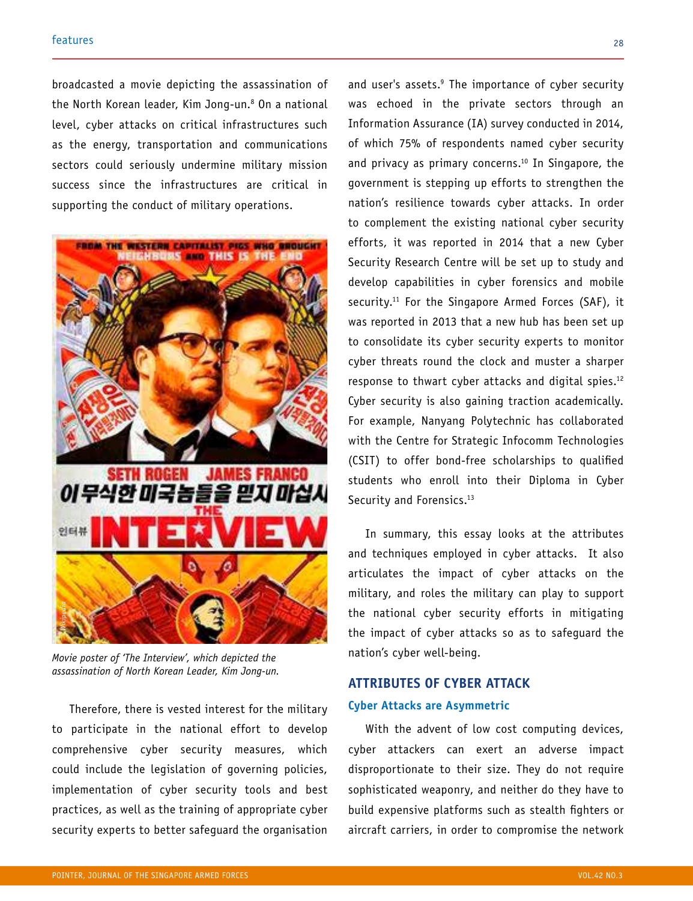broadcasted a movie depicting the assassination of the North Korean leader, Kim Jong-un.[8] On a national level, cyber attacks on critical infrastructures such as the energy, transportation and communications sectors could seriously undermine military mission success since the infrastructures are critical in supporting the conduct of military operations.

*Movie poster of 'The Interview', which depicted the assassination of North Korean Leader, Kim Jong-un.*

Therefore, there is vested interest for the military to participate in the national effort to develop comprehensive cyber security measures, which could include the legislation of governing policies, implementation of cyber security tools and best practices, as well as the training of appropriate cyber security experts to better safeguard the organisation and user's assets.[9] The importance of cyber security was echoed in the private sectors through an Information Assurance (IA) survey conducted in 2014, of which 75% of respondents named cyber security and privacy as primary concerns.[10] In Singapore, the government is stepping up efforts to strengthen the nation's resilience towards cyber attacks. In order to complement the existing national cyber security efforts, it was reported in 2014 that a new Cyber Security Research Centre will be set up to study and develop capabilities in cyber forensics and mobile security.[11] For the Singapore Armed Forces (SAF), it was reported in 2013 that a new hub has been set up to consolidate its cyber security experts to monitor cyber threats round the clock and muster a sharper response to thwart cyber attacks and digital spies.[12] Cyber security is also gaining traction academically. For example, Nanyang Polytechnic has collaborated with the Centre for Strategic Infocomm Technologies (CSIT) to offer bond-free scholarships to qualified students who enroll into their Diploma in Cyber Security and Forensics.[13]

In summary, this essay looks at the attributes and techniques employed in cyber attacks. It also articulates the impact of cyber attacks on the military, and roles the military can play to support the national cyber security efforts in mitigating the impact of cyber attacks so as to safeguard the nation's cyber well-being.

## ATTRIBUTES OF CYBER ATTACK

### Cyber Attacks are Asymmetric

With the advent of low cost computing devices, cyber attackers can exert an adverse impact disproportionate to their size. They do not require sophisticated weaponry, and neither do they have to build expensive platforms such as stealth fighters or aircraft carriers, in order to compromise the network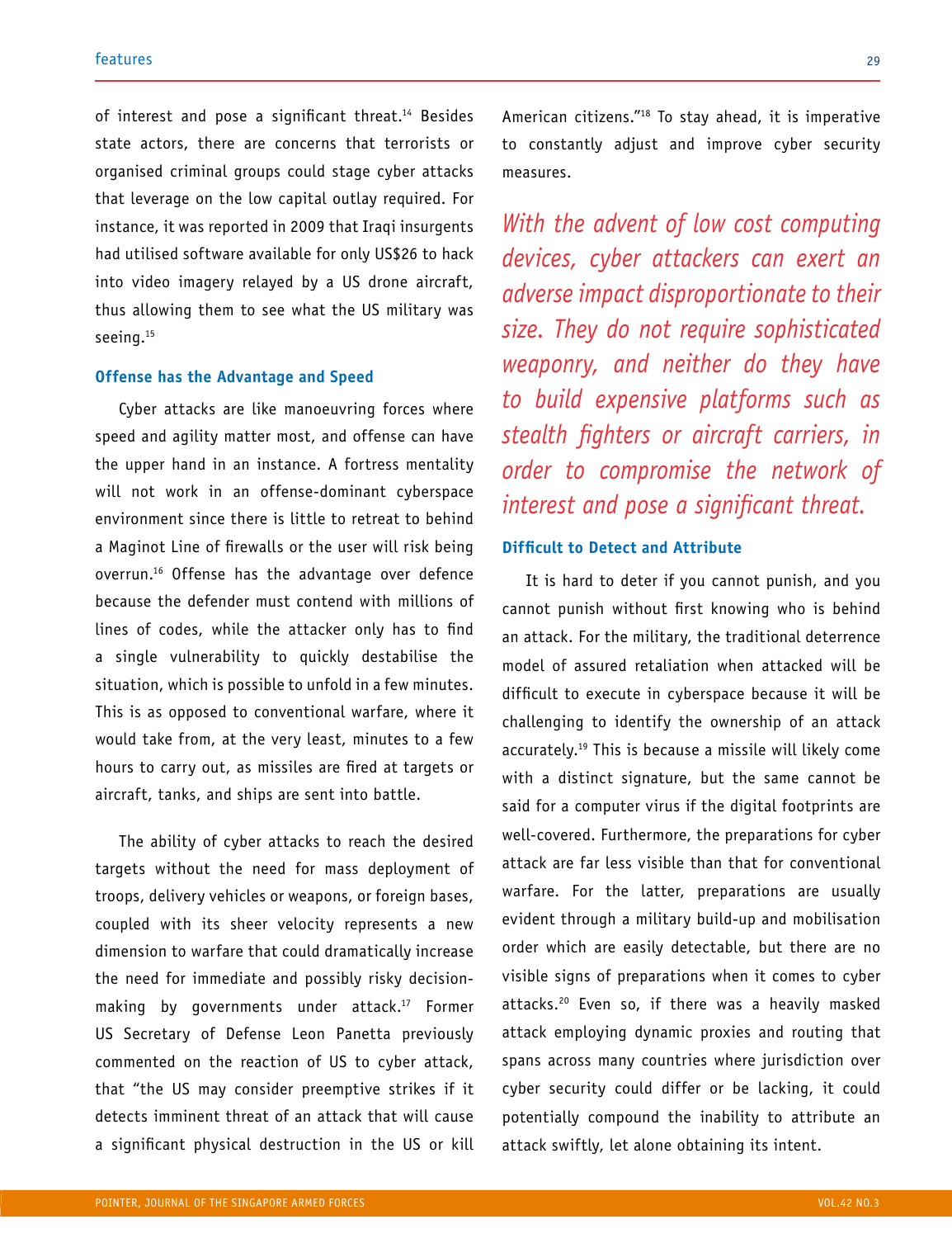of interest and pose a significant threat.[14] Besides state actors, there are concerns that terrorists or organised criminal groups could stage cyber attacks that leverage on the low capital outlay required. For instance, it was reported in 2009 that Iraqi insurgents had utilised software available for only US$26 to hack into video imagery relayed by a US drone aircraft, thus allowing them to see what the US military was seeing.[15]

### Offense has the Advantage and Speed

Cyber attacks are like manoeuvring forces where speed and agility matter most, and offense can have the upper hand in an instance. A fortress mentality will not work in an offense-dominant cyberspace environment since there is little to retreat to behind a Maginot Line of firewalls or the user will risk being overrun.[16] Offense has the advantage over defence because the defender must contend with millions of lines of codes, while the attacker only has to find a single vulnerability to quickly destabilise the situation, which is possible to unfold in a few minutes. This is as opposed to conventional warfare, where it would take from, at the very least, minutes to a few hours to carry out, as missiles are fired at targets or aircraft, tanks, and ships are sent into battle.

The ability of cyber attacks to reach the desired targets without the need for mass deployment of troops, delivery vehicles or weapons, or foreign bases, coupled with its sheer velocity represents a new dimension to warfare that could dramatically increase the need for immediate and possibly risky decision-making by governments under attack.[17] Former US Secretary of Defense Leon Panetta previously commented on the reaction of US to cyber attack, that "the US may consider preemptive strikes if it detects imminent threat of an attack that will cause a significant physical destruction in the US or kill American citizens."[18] To stay ahead, it is imperative to constantly adjust and improve cyber security measures.

*With the advent of low cost computing devices, cyber attackers can exert an adverse impact disproportionate to their size. They do not require sophisticated weaponry, and neither do they have to build expensive platforms such as stealth fighters or aircraft carriers, in order to compromise the network of interest and pose a significant threat.*

### Difficult to Detect and Attribute

It is hard to deter if you cannot punish, and you cannot punish without first knowing who is behind an attack. For the military, the traditional deterrence model of assured retaliation when attacked will be difficult to execute in cyberspace because it will be challenging to identify the ownership of an attack accurately.[19] This is because a missile will likely come with a distinct signature, but the same cannot be said for a computer virus if the digital footprints are well-covered. Furthermore, the preparations for cyber attack are far less visible than that for conventional warfare. For the latter, preparations are usually evident through a military build-up and mobilisation order which are easily detectable, but there are no visible signs of preparations when it comes to cyber attacks.[20] Even so, if there was a heavily masked attack employing dynamic proxies and routing that spans across many countries where jurisdiction over cyber security could differ or be lacking, it could potentially compound the inability to attribute an attack swiftly, let alone obtaining its intent.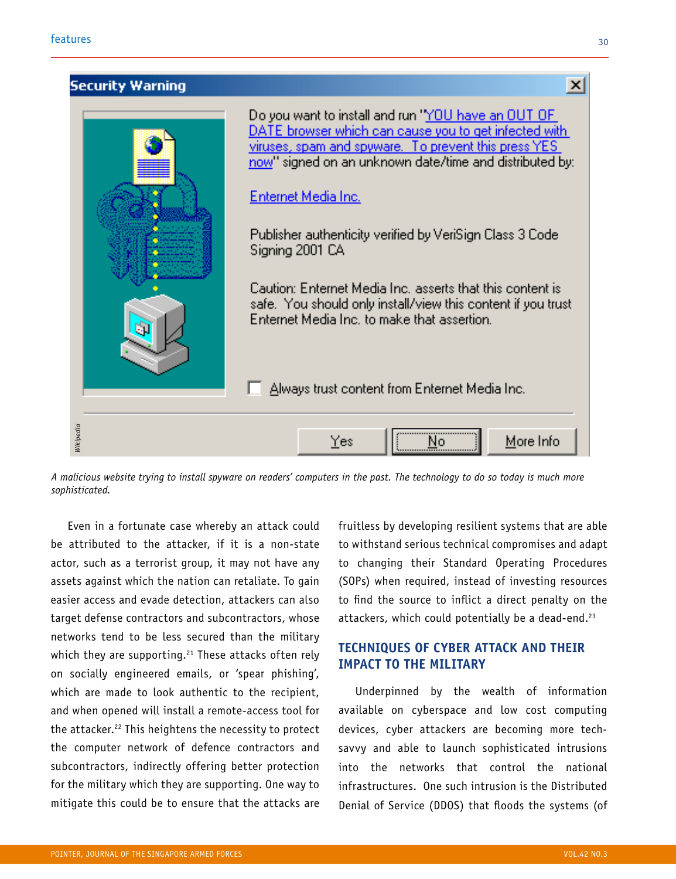A malicious website trying to install spyware on readers' computers in the past. The technology to do so today is much more sophisticated.

Even in a fortunate case whereby an attack could be attributed to the attacker, if it is a non-state actor, such as a terrorist group, it may not have any assets against which the nation can retaliate. To gain easier access and evade detection, attackers can also target defense contractors and subcontractors, whose networks tend to be less secured than the military which they are supporting.[21] These attacks often rely on socially engineered emails, or 'spear phishing', which are made to look authentic to the recipient, and when opened will install a remote-access tool for the attacker.[22] This heightens the necessity to protect the computer network of defence contractors and subcontractors, indirectly offering better protection for the military which they are supporting. One way to mitigate this could be to ensure that the attacks are fruitless by developing resilient systems that are able to withstand serious technical compromises and adapt to changing their Standard Operating Procedures (SOPs) when required, instead of investing resources to find the source to inflict a direct penalty on the attackers, which could potentially be a dead-end.[23]

## TECHNIQUES OF CYBER ATTACK AND THEIR IMPACT TO THE MILITARY

Underpinned by the wealth of information available on cyberspace and low cost computing devices, cyber attackers are becoming more tech-savvy and able to launch sophisticated intrusions into the networks that control the national infrastructures. One such intrusion is the Distributed Denial of Service (DDOS) that floods the systems (of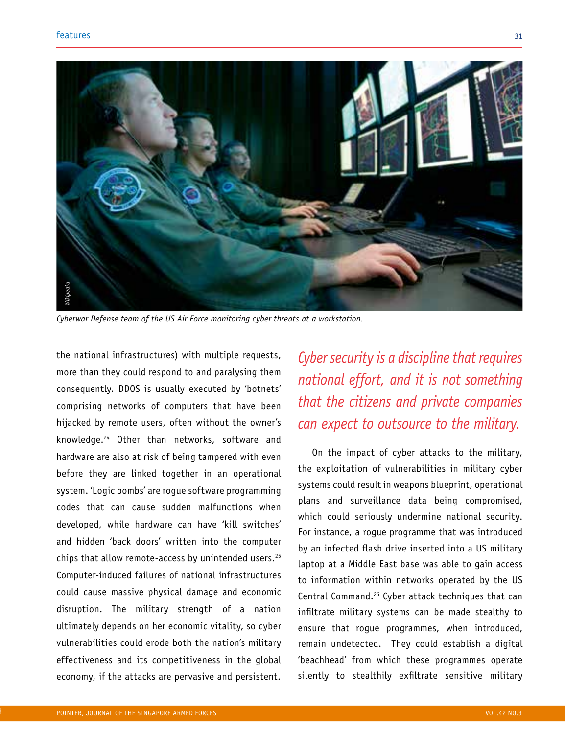*Cyberwar Defense team of the US Air Force monitoring cyber threats at a workstation.*

the national infrastructures) with multiple requests, more than they could respond to and paralysing them consequently. DDOS is usually executed by 'botnets' comprising networks of computers that have been hijacked by remote users, often without the owner's knowledge.[24] Other than networks, software and hardware are also at risk of being tampered with even before they are linked together in an operational system. 'Logic bombs' are rogue software programming codes that can cause sudden malfunctions when developed, while hardware can have 'kill switches' and hidden 'back doors' written into the computer chips that allow remote-access by unintended users.[25] Computer-induced failures of national infrastructures could cause massive physical damage and economic disruption. The military strength of a nation ultimately depends on her economic vitality, so cyber vulnerabilities could erode both the nation's military effectiveness and its competitiveness in the global economy, if the attacks are pervasive and persistent.

*Cyber security is a discipline that requires national effort, and it is not something that the citizens and private companies can expect to outsource to the military.*

On the impact of cyber attacks to the military, the exploitation of vulnerabilities in military cyber systems could result in weapons blueprint, operational plans and surveillance data being compromised, which could seriously undermine national security. For instance, a rogue programme that was introduced by an infected flash drive inserted into a US military laptop at a Middle East base was able to gain access to information within networks operated by the US Central Command.[26] Cyber attack techniques that can infiltrate military systems can be made stealthy to ensure that rogue programmes, when introduced, remain undetected. They could establish a digital 'beachhead' from which these programmes operate silently to stealthily exfiltrate sensitive military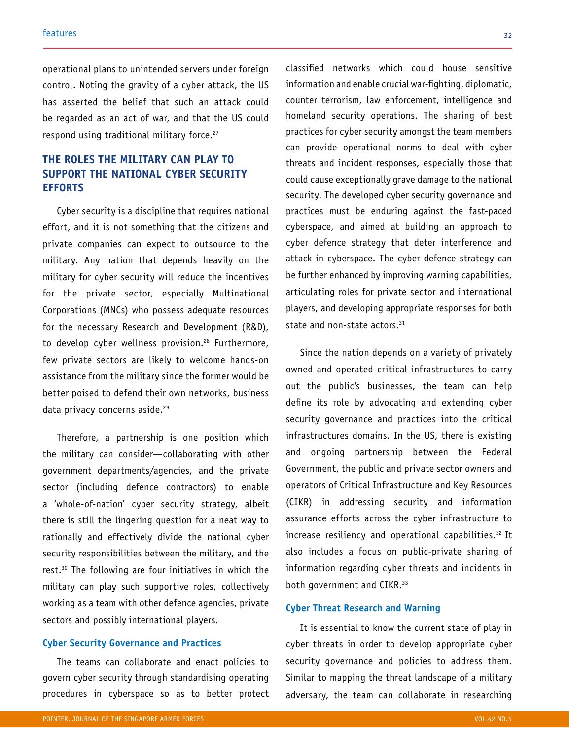operational plans to unintended servers under foreign control. Noting the gravity of a cyber attack, the US has asserted the belief that such an attack could be regarded as an act of war, and that the US could respond using traditional military force.[27]

## THE ROLES THE MILITARY CAN PLAY TO SUPPORT THE NATIONAL CYBER SECURITY EFFORTS

Cyber security is a discipline that requires national effort, and it is not something that the citizens and private companies can expect to outsource to the military. Any nation that depends heavily on the military for cyber security will reduce the incentives for the private sector, especially Multinational Corporations (MNCs) who possess adequate resources for the necessary Research and Development (R&D), to develop cyber wellness provision.[28] Furthermore, few private sectors are likely to welcome hands-on assistance from the military since the former would be better poised to defend their own networks, business data privacy concerns aside.[29]

Therefore, a partnership is one position which the military can consider—collaborating with other government departments/agencies, and the private sector (including defence contractors) to enable a 'whole-of-nation' cyber security strategy, albeit there is still the lingering question for a neat way to rationally and effectively divide the national cyber security responsibilities between the military, and the rest.[30] The following are four initiatives in which the military can play such supportive roles, collectively working as a team with other defence agencies, private sectors and possibly international players.

### Cyber Security Governance and Practices

The teams can collaborate and enact policies to govern cyber security through standardising operating procedures in cyberspace so as to better protect classified networks which could house sensitive information and enable crucial war-fighting, diplomatic, counter terrorism, law enforcement, intelligence and homeland security operations. The sharing of best practices for cyber security amongst the team members can provide operational norms to deal with cyber threats and incident responses, especially those that could cause exceptionally grave damage to the national security. The developed cyber security governance and practices must be enduring against the fast-paced cyberspace, and aimed at building an approach to cyber defence strategy that deter interference and attack in cyberspace. The cyber defence strategy can be further enhanced by improving warning capabilities, articulating roles for private sector and international players, and developing appropriate responses for both state and non-state actors.[31]

Since the nation depends on a variety of privately owned and operated critical infrastructures to carry out the public's businesses, the team can help define its role by advocating and extending cyber security governance and practices into the critical infrastructures domains. In the US, there is existing and ongoing partnership between the Federal Government, the public and private sector owners and operators of Critical Infrastructure and Key Resources (CIKR) in addressing security and information assurance efforts across the cyber infrastructure to increase resiliency and operational capabilities.[32] It also includes a focus on public-private sharing of information regarding cyber threats and incidents in both government and CIKR.[33]

### Cyber Threat Research and Warning

It is essential to know the current state of play in cyber threats in order to develop appropriate cyber security governance and policies to address them. Similar to mapping the threat landscape of a military adversary, the team can collaborate in researching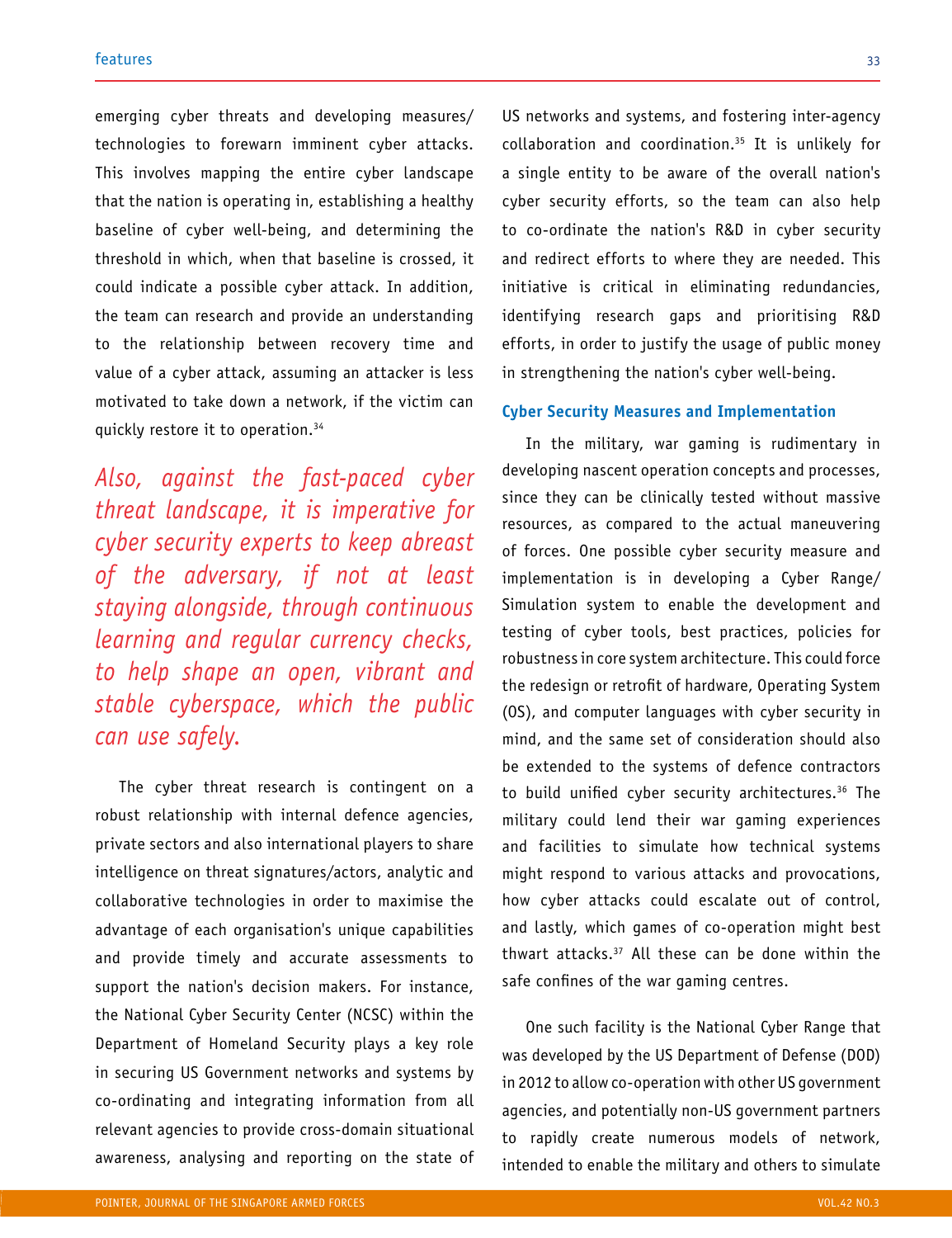emerging cyber threats and developing measures/technologies to forewarn imminent cyber attacks. This involves mapping the entire cyber landscape that the nation is operating in, establishing a healthy baseline of cyber well-being, and determining the threshold in which, when that baseline is crossed, it could indicate a possible cyber attack. In addition, the team can research and provide an understanding to the relationship between recovery time and value of a cyber attack, assuming an attacker is less motivated to take down a network, if the victim can quickly restore it to operation.[34]

*Also, against the fast-paced cyber threat landscape, it is imperative for cyber security experts to keep abreast of the adversary, if not at least staying alongside, through continuous learning and regular currency checks, to help shape an open, vibrant and stable cyberspace, which the public can use safely.*

The cyber threat research is contingent on a robust relationship with internal defence agencies, private sectors and also international players to share intelligence on threat signatures/actors, analytic and collaborative technologies in order to maximise the advantage of each organisation's unique capabilities and provide timely and accurate assessments to support the nation's decision makers. For instance, the National Cyber Security Center (NCSC) within the Department of Homeland Security plays a key role in securing US Government networks and systems by co-ordinating and integrating information from all relevant agencies to provide cross-domain situational awareness, analysing and reporting on the state of US networks and systems, and fostering inter-agency collaboration and coordination.[35] It is unlikely for a single entity to be aware of the overall nation's cyber security efforts, so the team can also help to co-ordinate the nation's R&D in cyber security and redirect efforts to where they are needed. This initiative is critical in eliminating redundancies, identifying research gaps and prioritising R&D efforts, in order to justify the usage of public money in strengthening the nation's cyber well-being.

### Cyber Security Measures and Implementation

In the military, war gaming is rudimentary in developing nascent operation concepts and processes, since they can be clinically tested without massive resources, as compared to the actual maneuvering of forces. One possible cyber security measure and implementation is in developing a Cyber Range/Simulation system to enable the development and testing of cyber tools, best practices, policies for robustness in core system architecture. This could force the redesign or retrofit of hardware, Operating System (OS), and computer languages with cyber security in mind, and the same set of consideration should also be extended to the systems of defence contractors to build unified cyber security architectures.[36] The military could lend their war gaming experiences and facilities to simulate how technical systems might respond to various attacks and provocations, how cyber attacks could escalate out of control, and lastly, which games of co-operation might best thwart attacks.[37] All these can be done within the safe confines of the war gaming centres.

One such facility is the National Cyber Range that was developed by the US Department of Defense (DOD) in 2012 to allow co-operation with other US government agencies, and potentially non-US government partners to rapidly create numerous models of network, intended to enable the military and others to simulate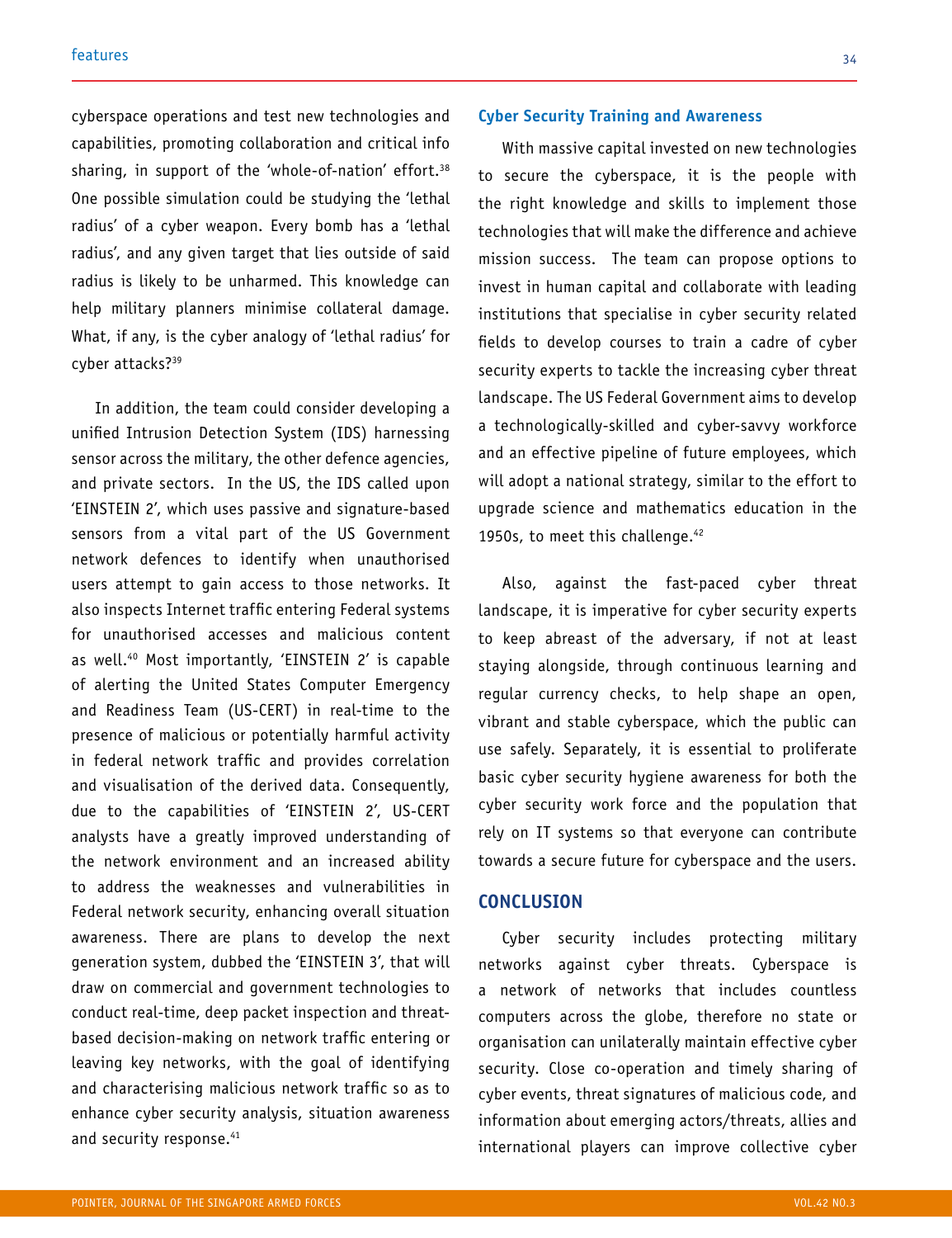cyberspace operations and test new technologies and capabilities, promoting collaboration and critical info sharing, in support of the 'whole-of-nation' effort.[38] One possible simulation could be studying the 'lethal radius' of a cyber weapon. Every bomb has a 'lethal radius', and any given target that lies outside of said radius is likely to be unharmed. This knowledge can help military planners minimise collateral damage. What, if any, is the cyber analogy of 'lethal radius' for cyber attacks?[39]

In addition, the team could consider developing a unified Intrusion Detection System (IDS) harnessing sensor across the military, the other defence agencies, and private sectors. In the US, the IDS called upon 'EINSTEIN 2', which uses passive and signature-based sensors from a vital part of the US Government network defences to identify when unauthorised users attempt to gain access to those networks. It also inspects Internet traffic entering Federal systems for unauthorised accesses and malicious content as well.[40] Most importantly, 'EINSTEIN 2' is capable of alerting the United States Computer Emergency and Readiness Team (US-CERT) in real-time to the presence of malicious or potentially harmful activity in federal network traffic and provides correlation and visualisation of the derived data. Consequently, due to the capabilities of 'EINSTEIN 2', US-CERT analysts have a greatly improved understanding of the network environment and an increased ability to address the weaknesses and vulnerabilities in Federal network security, enhancing overall situation awareness. There are plans to develop the next generation system, dubbed the 'EINSTEIN 3', that will draw on commercial and government technologies to conduct real-time, deep packet inspection and threat-based decision-making on network traffic entering or leaving key networks, with the goal of identifying and characterising malicious network traffic so as to enhance cyber security analysis, situation awareness and security response.[41]

### Cyber Security Training and Awareness

With massive capital invested on new technologies to secure the cyberspace, it is the people with the right knowledge and skills to implement those technologies that will make the difference and achieve mission success. The team can propose options to invest in human capital and collaborate with leading institutions that specialise in cyber security related fields to develop courses to train a cadre of cyber security experts to tackle the increasing cyber threat landscape. The US Federal Government aims to develop a technologically-skilled and cyber-savvy workforce and an effective pipeline of future employees, which will adopt a national strategy, similar to the effort to upgrade science and mathematics education in the 1950s, to meet this challenge.[42]

Also, against the fast-paced cyber threat landscape, it is imperative for cyber security experts to keep abreast of the adversary, if not at least staying alongside, through continuous learning and regular currency checks, to help shape an open, vibrant and stable cyberspace, which the public can use safely. Separately, it is essential to proliferate basic cyber security hygiene awareness for both the cyber security work force and the population that rely on IT systems so that everyone can contribute towards a secure future for cyberspace and the users.

## CONCLUSION

Cyber security includes protecting military networks against cyber threats. Cyberspace is a network of networks that includes countless computers across the globe, therefore no state or organisation can unilaterally maintain effective cyber security. Close co-operation and timely sharing of cyber events, threat signatures of malicious code, and information about emerging actors/threats, allies and international players can improve collective cyber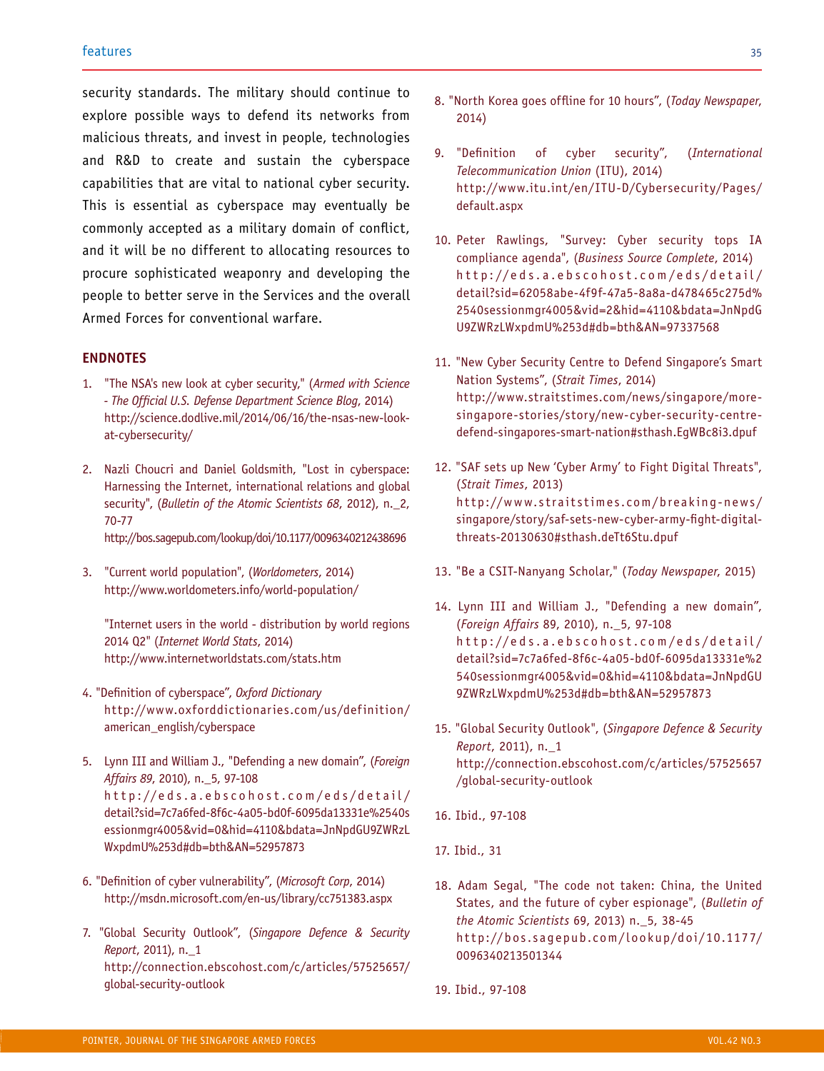security standards. The military should continue to explore possible ways to defend its networks from malicious threats, and invest in people, technologies and R&D to create and sustain the cyberspace capabilities that are vital to national cyber security. This is essential as cyberspace may eventually be commonly accepted as a military domain of conflict, and it will be no different to allocating resources to procure sophisticated weaponry and developing the people to better serve in the Services and the overall Armed Forces for conventional warfare.

## ENDNOTES

1. "The NSA's new look at cyber security," (*Armed with Science - The Official U.S. Defense Department Science Blog*, 2014) http://science.dodlive.mil/2014/06/16/the-nsas-new-look-at-cybersecurity/

2. Nazli Choucri and Daniel Goldsmith, "Lost in cyberspace: Harnessing the Internet, international relations and global security", (*Bulletin of the Atomic Scientists 68*, 2012), n._2, 70-77 http://bos.sagepub.com/lookup/doi/10.1177/0096340212438696

3. "Current world population", (*Worldometers*, 2014) http://www.worldometers.info/world-population/

   "Internet users in the world - distribution by world regions 2014 Q2" (*Internet World Stats*, 2014) http://www.internetworldstats.com/stats.htm

4. "Definition of cyberspace", *Oxford Dictionary* http://www.oxforddictionaries.com/us/definition/american_english/cyberspace

5. Lynn III and William J., "Defending a new domain", (*Foreign Affairs 89*, 2010), n._5, 97-108 http://eds.a.ebscohost.com/eds/detail/detail?sid=7c7a6fed-8f6c-4a05-bd0f-6095da13331e%2540sessionmgr4005&vid=0&hid=4110&bdata=JnNpdGU9ZWRzLWxpdmU%253d#db=bth&AN=52957873

6. "Definition of cyber vulnerability", (*Microsoft Corp*, 2014) http://msdn.microsoft.com/en-us/library/cc751383.aspx

7. "Global Security Outlook", (*Singapore Defence & Security Report*, 2011), n._1 http://connection.ebscohost.com/c/articles/57525657/global-security-outlook

8. "North Korea goes offline for 10 hours", (*Today Newspaper*, 2014)

9. "Definition of cyber security", (*International Telecommunication Union* (ITU), 2014) http://www.itu.int/en/ITU-D/Cybersecurity/Pages/default.aspx

10. Peter Rawlings, "Survey: Cyber security tops IA compliance agenda", (*Business Source Complete*, 2014) http://eds.a.ebscohost.com/eds/detail/detail?sid=62058abe-4f9f-47a5-8a8a-d478465c275d%2540sessionmgr4005&vid=2&hid=4110&bdata=JnNpdGU9ZWRzLWxpdmU%253d#db=bth&AN=97337568

11. "New Cyber Security Centre to Defend Singapore's Smart Nation Systems", (*Strait Times*, 2014) http://www.straitstimes.com/news/singapore/more-singapore-stories/story/new-cyber-security-centre-defend-singapores-smart-nation#sthash.EgWBc8i3.dpuf

12. "SAF sets up New 'Cyber Army' to Fight Digital Threats", (*Strait Times*, 2013) http://www.straitstimes.com/breaking-news/singapore/story/saf-sets-new-cyber-army-fight-digital-threats-20130630#sthash.deTt6Stu.dpuf

13. "Be a CSIT-Nanyang Scholar," (*Today Newspaper*, 2015)

14. Lynn III and William J., "Defending a new domain", (*Foreign Affairs* 89, 2010), n._5, 97-108 http://eds.a.ebscohost.com/eds/detail/detail?sid=7c7a6fed-8f6c-4a05-bd0f-6095da13331e%2540sessionmgr4005&vid=0&hid=4110&bdata=JnNpdGU9ZWRzLWxpdmU%253d#db=bth&AN=52957873

15. "Global Security Outlook", (*Singapore Defence & Security Report*, 2011), n._1 http://connection.ebscohost.com/c/articles/57525657/global-security-outlook

16. Ibid., 97-108

17. Ibid., 31

18. Adam Segal, "The code not taken: China, the United States, and the future of cyber espionage", (*Bulletin of the Atomic Scientists* 69, 2013) n._5, 38-45 http://bos.sagepub.com/lookup/doi/10.1177/0096340213501344

19. Ibid., 97-108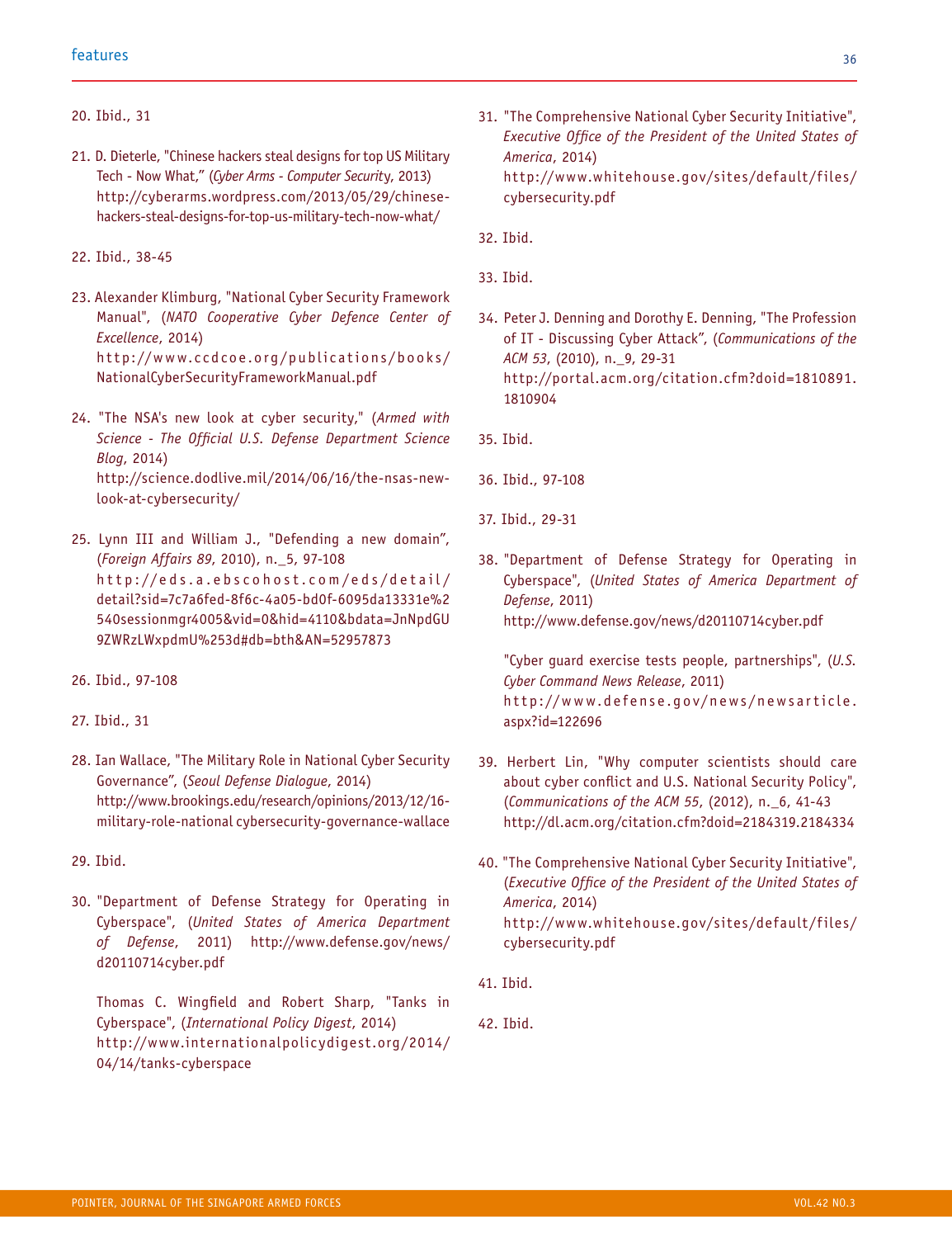20. Ibid., 31

21. D. Dieterle, "Chinese hackers steal designs for top US Military Tech - Now What," (*Cyber Arms - Computer Security*, 2013) http://cyberarms.wordpress.com/2013/05/29/chinese-hackers-steal-designs-for-top-us-military-tech-now-what/

22. Ibid., 38-45

23. Alexander Klimburg, "National Cyber Security Framework Manual", (*NATO Cooperative Cyber Defence Center of Excellence*, 2014) http://www.ccdcoe.org/publications/books/NationalCyberSecurityFrameworkManual.pdf

24. "The NSA's new look at cyber security," (*Armed with Science - The Official U.S. Defense Department Science Blog*, 2014) http://science.dodlive.mil/2014/06/16/the-nsas-new-look-at-cybersecurity/

25. Lynn III and William J., "Defending a new domain", (*Foreign Affairs 89*, 2010), n._5, 97-108 http://eds.a.ebscohost.com/eds/detail/detail?sid=7c7a6fed-8f6c-4a05-bd0f-6095da13331e%2540sessionmgr4005&vid=0&hid=4110&bdata=JnNpdGU9ZWRzLWxpdmU%253d#db=bth&AN=52957873

26. Ibid., 97-108

27. Ibid., 31

28. Ian Wallace, "The Military Role in National Cyber Security Governance", (*Seoul Defense Dialogue*, 2014) http://www.brookings.edu/research/opinions/2013/12/16-military-role-national cybersecurity-governance-wallace

29. Ibid.

30. "Department of Defense Strategy for Operating in Cyberspace", (*United States of America Department of Defense*, 2011) http://www.defense.gov/news/d20110714cyber.pdf

    Thomas C. Wingfield and Robert Sharp, "Tanks in Cyberspace", (*International Policy Digest*, 2014) http://www.internationalpolicydigest.org/2014/04/14/tanks-cyberspace

31. "The Comprehensive National Cyber Security Initiative", *Executive Office of the President of the United States of America*, 2014) http://www.whitehouse.gov/sites/default/files/cybersecurity.pdf

32. Ibid.

33. Ibid.

34. Peter J. Denning and Dorothy E. Denning, "The Profession of IT - Discussing Cyber Attack", (*Communications of the ACM 53*, (2010), n._9, 29-31 http://portal.acm.org/citation.cfm?doid=1810891.1810904

35. Ibid.

36. Ibid., 97-108

37. Ibid., 29-31

38. "Department of Defense Strategy for Operating in Cyberspace", (*United States of America Department of Defense*, 2011) http://www.defense.gov/news/d20110714cyber.pdf

    "Cyber guard exercise tests people, partnerships", (*U.S. Cyber Command News Release*, 2011) http://www.defense.gov/news/newsarticle.aspx?id=122696

39. Herbert Lin, "Why computer scientists should care about cyber conflict and U.S. National Security Policy", (*Communications of the ACM 55*, (2012), n._6, 41-43 http://dl.acm.org/citation.cfm?doid=2184319.2184334

40. "The Comprehensive National Cyber Security Initiative", (*Executive Office of the President of the United States of America*, 2014) http://www.whitehouse.gov/sites/default/files/cybersecurity.pdf

41. Ibid.

42. Ibid.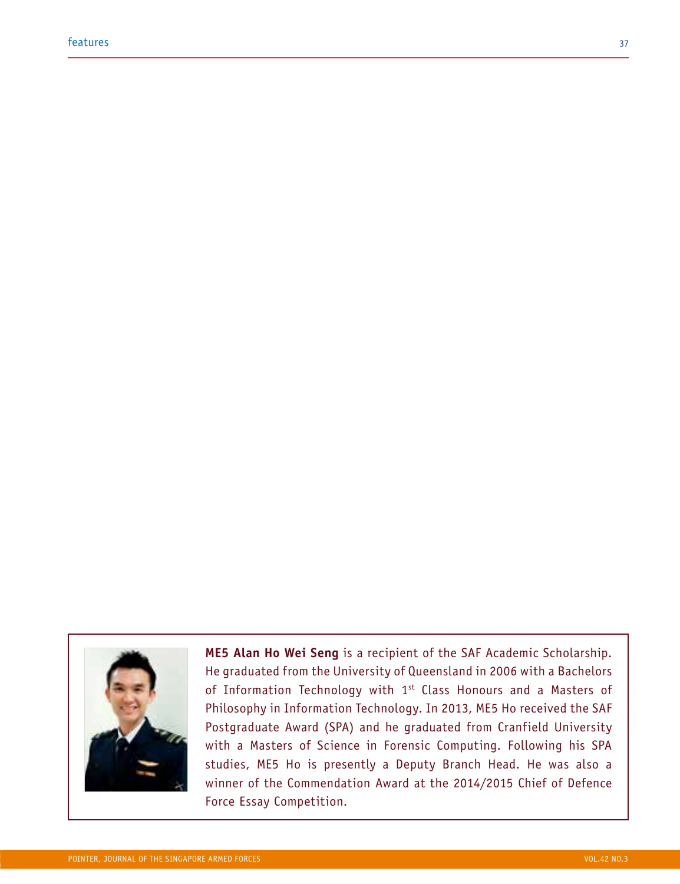**ME5 Alan Ho Wei Seng** is a recipient of the SAF Academic Scholarship. He graduated from the University of Queensland in 2006 with a Bachelors of Information Technology with 1st Class Honours and a Masters of Philosophy in Information Technology. In 2013, ME5 Ho received the SAF Postgraduate Award (SPA) and he graduated from Cranfield University with a Masters of Science in Forensic Computing. Following his SPA studies, ME5 Ho is presently a Deputy Branch Head. He was also a winner of the Commendation Award at the 2014/2015 Chief of Defence Force Essay Competition.